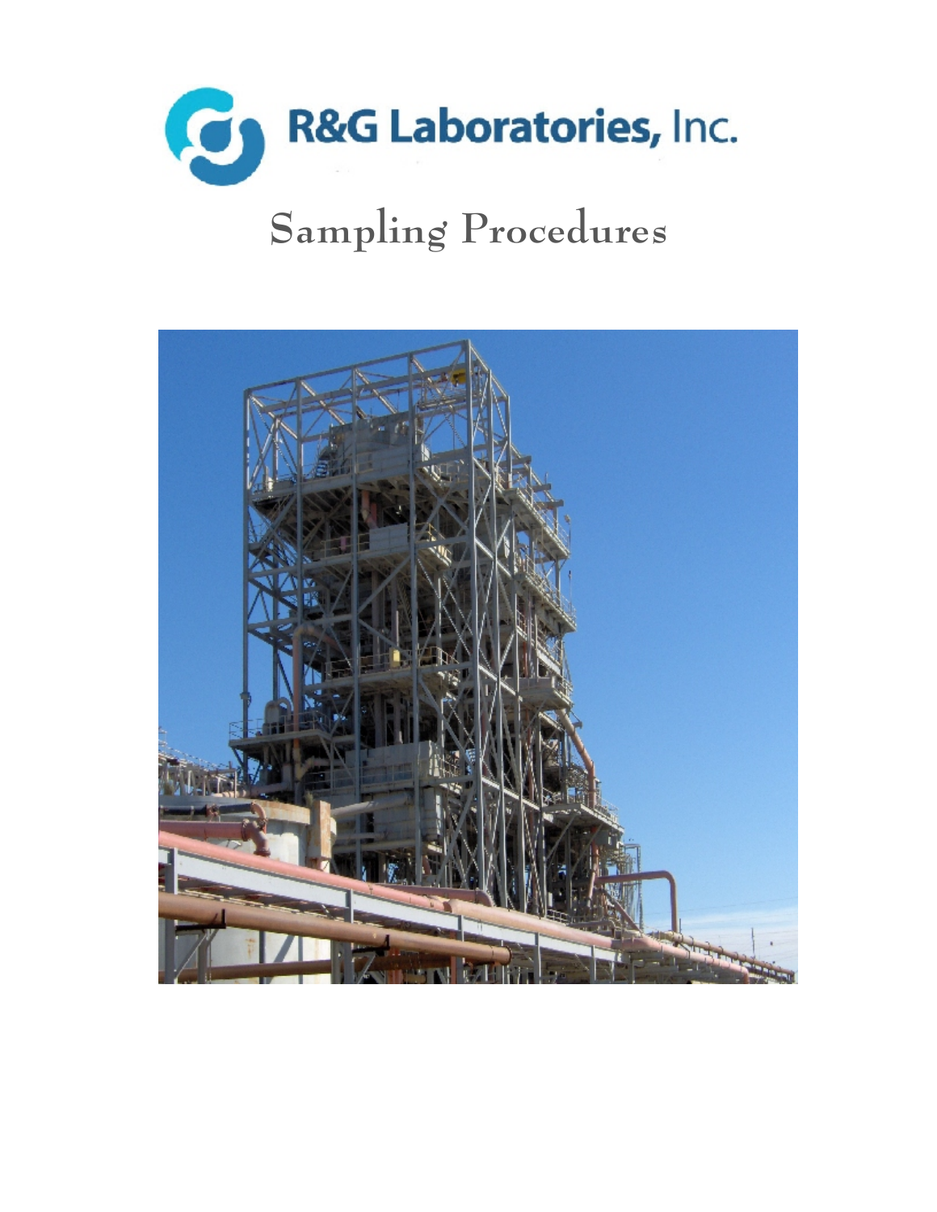R&G Laboratories, Inc.

# Sampling Procedures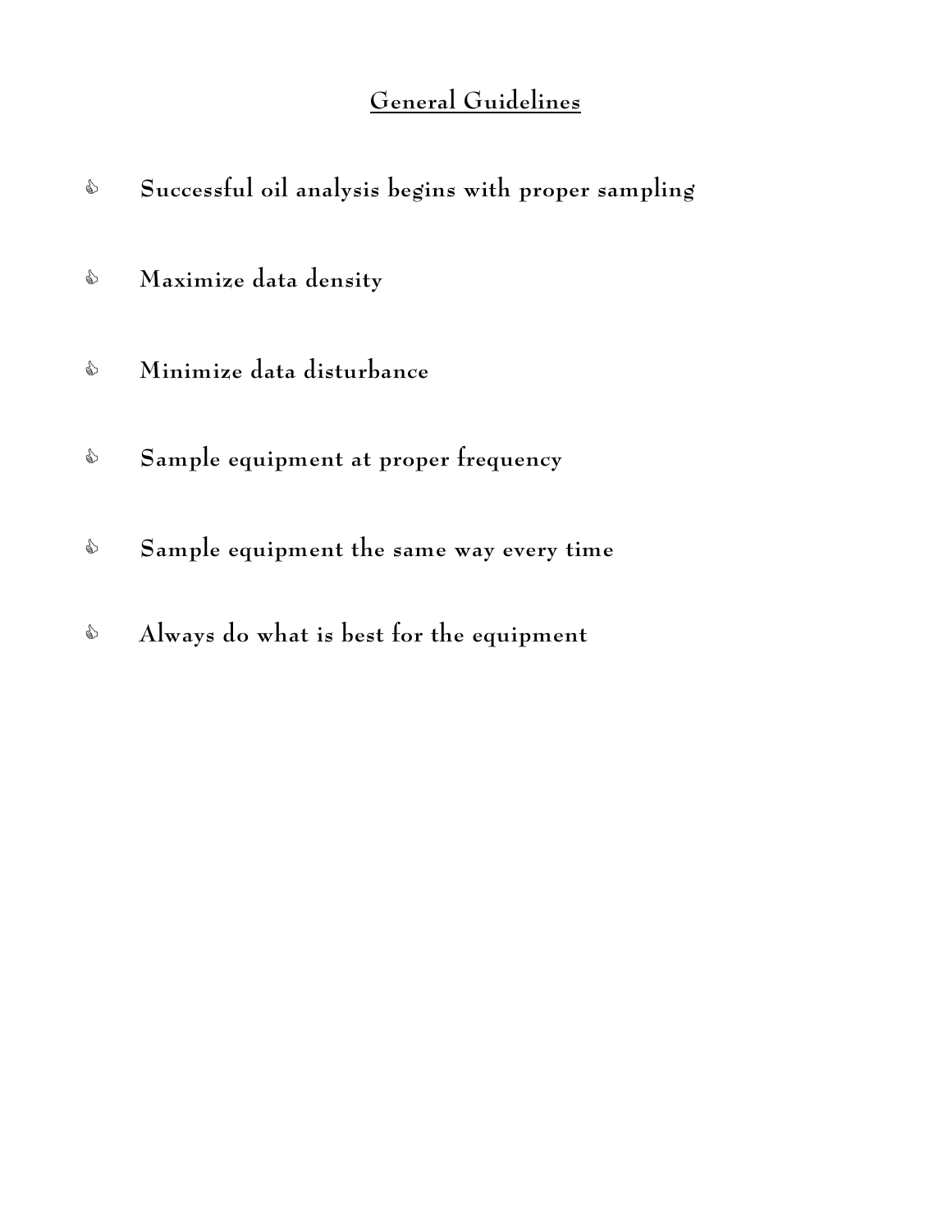## General Guidelines

- **Successful oil analysis begins with proper sampling**
- **Maximize data density**
- **Minimize data disturbance**
- **Sample equipment at proper frequency**
- **Sample equipment the same way every time**
- **Always do what is best for the equipment**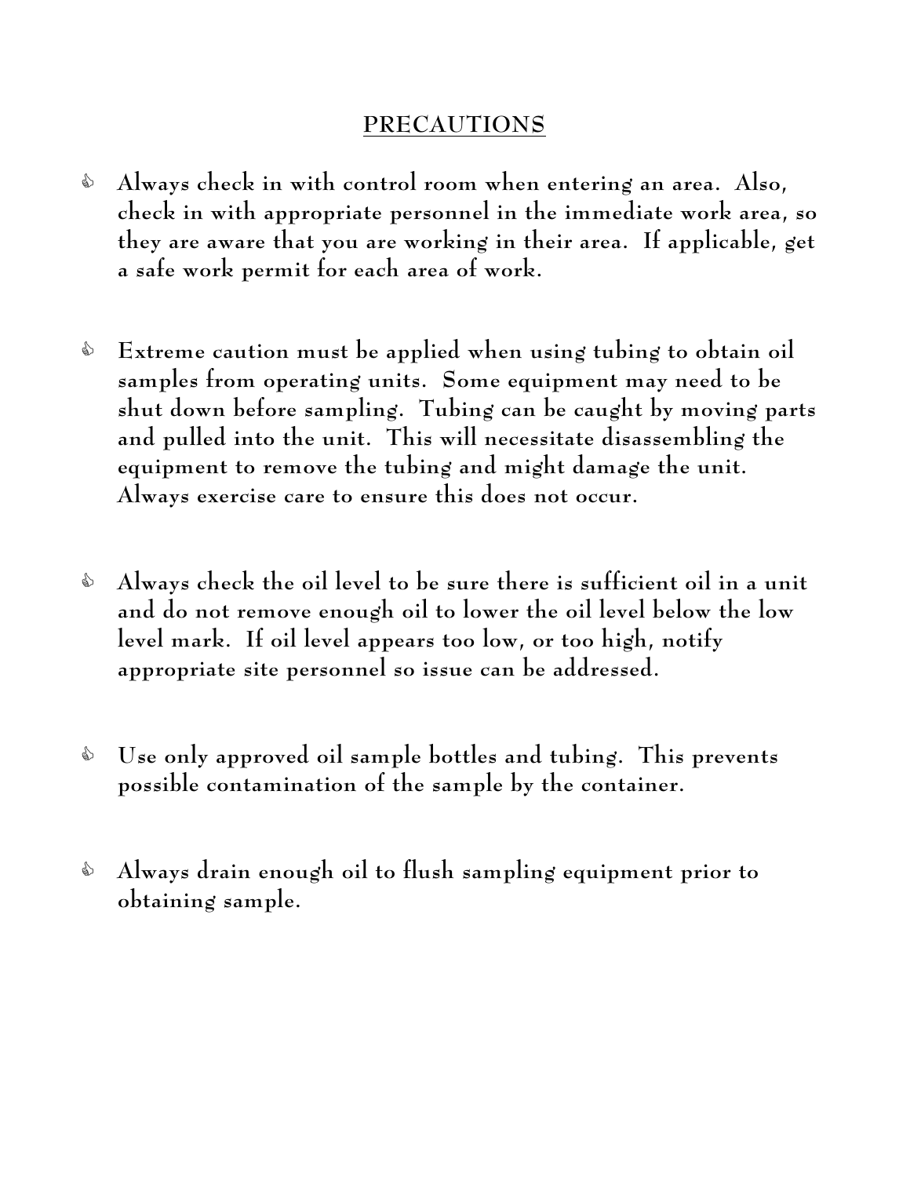## PRECAUTIONS

- Always check in with control room when entering an area. Also, check in with appropriate personnel in the immediate work area, so they are aware that you are working in their area. If applicable, get a safe work permit for each area of work.

- Extreme caution must be applied when using tubing to obtain oil samples from operating units. Some equipment may need to be shut down before sampling. Tubing can be caught by moving parts and pulled into the unit. This will necessitate disassembling the equipment to remove the tubing and might damage the unit. Always exercise care to ensure this does not occur.

- Always check the oil level to be sure there is sufficient oil in a unit and do not remove enough oil to lower the oil level below the low level mark. If oil level appears too low, or too high, notify appropriate site personnel so issue can be addressed.

- Use only approved oil sample bottles and tubing. This prevents possible contamination of the sample by the container.

- Always drain enough oil to flush sampling equipment prior to obtaining sample.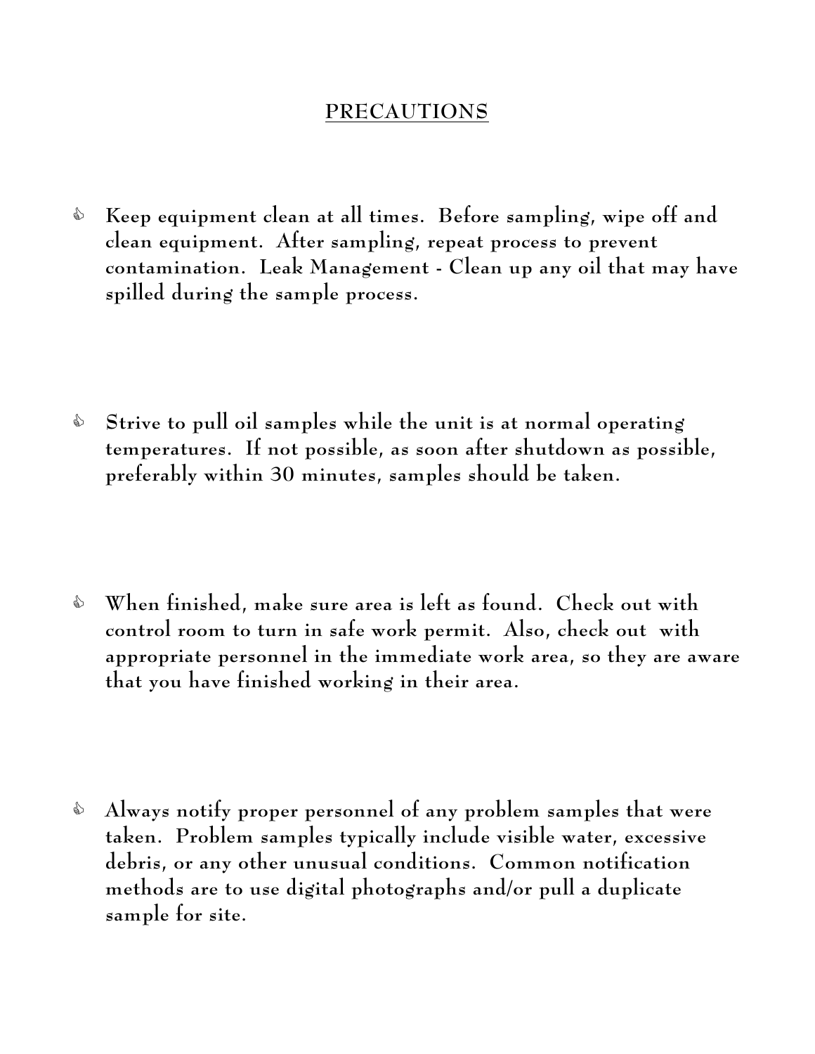## PRECAUTIONS

- **Keep equipment clean at all times. Before sampling, wipe off and clean equipment. After sampling, repeat process to prevent contamination. Leak Management - Clean up any oil that may have spilled during the sample process.**

- **Strive to pull oil samples while the unit is at normal operating temperatures. If not possible, as soon after shutdown as possible, preferably within 30 minutes, samples should be taken.**

- **When finished, make sure area is left as found. Check out with control room to turn in safe work permit. Also, check out with appropriate personnel in the immediate work area, so they are aware that you have finished working in their area.**

- **Always notify proper personnel of any problem samples that were taken. Problem samples typically include visible water, excessive debris, or any other unusual conditions. Common notification methods are to use digital photographs and/or pull a duplicate sample for site.**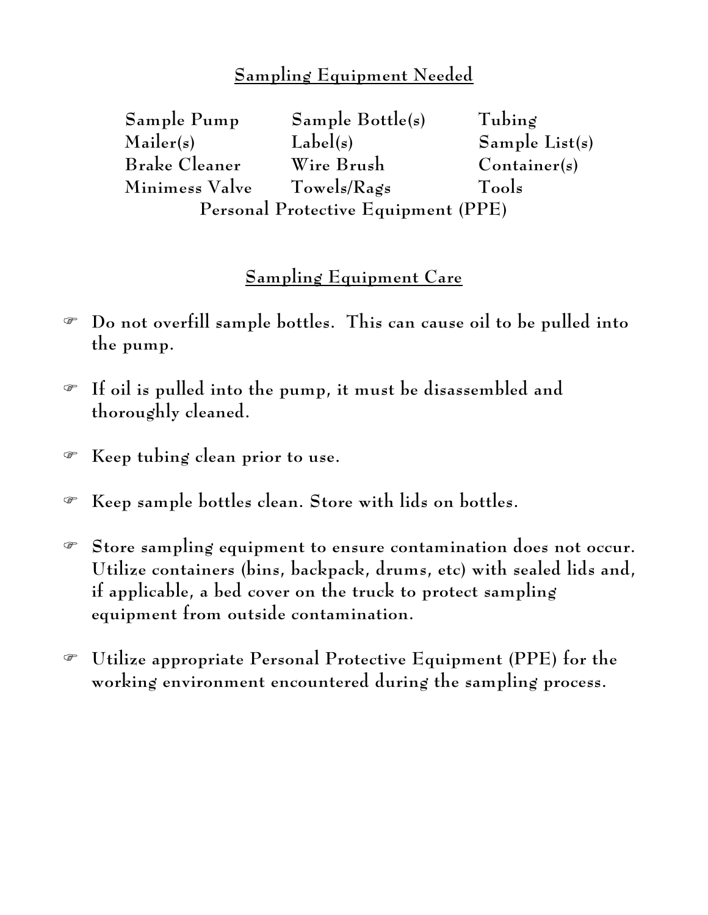## Sampling Equipment Needed

| | | |
|---|---|---|
| Sample Pump | Sample Bottle(s) | Tubing |
| Mailer(s) | Label(s) | Sample List(s) |
| Brake Cleaner | Wire Brush | Container(s) |
| Minimess Valve | Towels/Rags | Tools |

Personal Protective Equipment (PPE)

## Sampling Equipment Care

- Do not overfill sample bottles. This can cause oil to be pulled into the pump.
- If oil is pulled into the pump, it must be disassembled and thoroughly cleaned.
- Keep tubing clean prior to use.
- Keep sample bottles clean. Store with lids on bottles.
- Store sampling equipment to ensure contamination does not occur. Utilize containers (bins, backpack, drums, etc) with sealed lids and, if applicable, a bed cover on the truck to protect sampling equipment from outside contamination.
- Utilize appropriate Personal Protective Equipment (PPE) for the working environment encountered during the sampling process.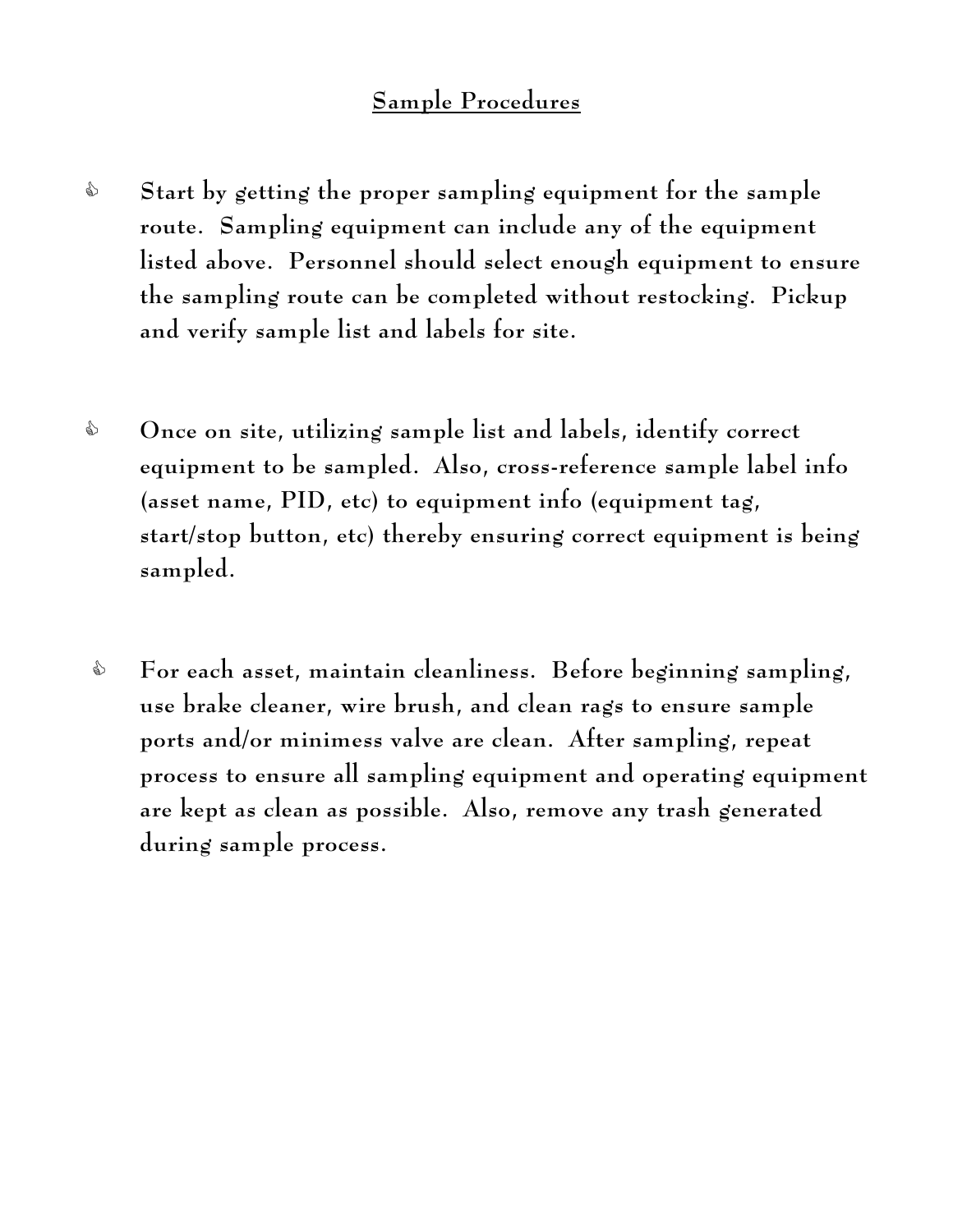## Sample Procedures

- Start by getting the proper sampling equipment for the sample route. Sampling equipment can include any of the equipment listed above. Personnel should select enough equipment to ensure the sampling route can be completed without restocking. Pickup and verify sample list and labels for site.

- Once on site, utilizing sample list and labels, identify correct equipment to be sampled. Also, cross-reference sample label info (asset name, PID, etc) to equipment info (equipment tag, start/stop button, etc) thereby ensuring correct equipment is being sampled.

- For each asset, maintain cleanliness. Before beginning sampling, use brake cleaner, wire brush, and clean rags to ensure sample ports and/or minimess valve are clean. After sampling, repeat process to ensure all sampling equipment and operating equipment are kept as clean as possible. Also, remove any trash generated during sample process.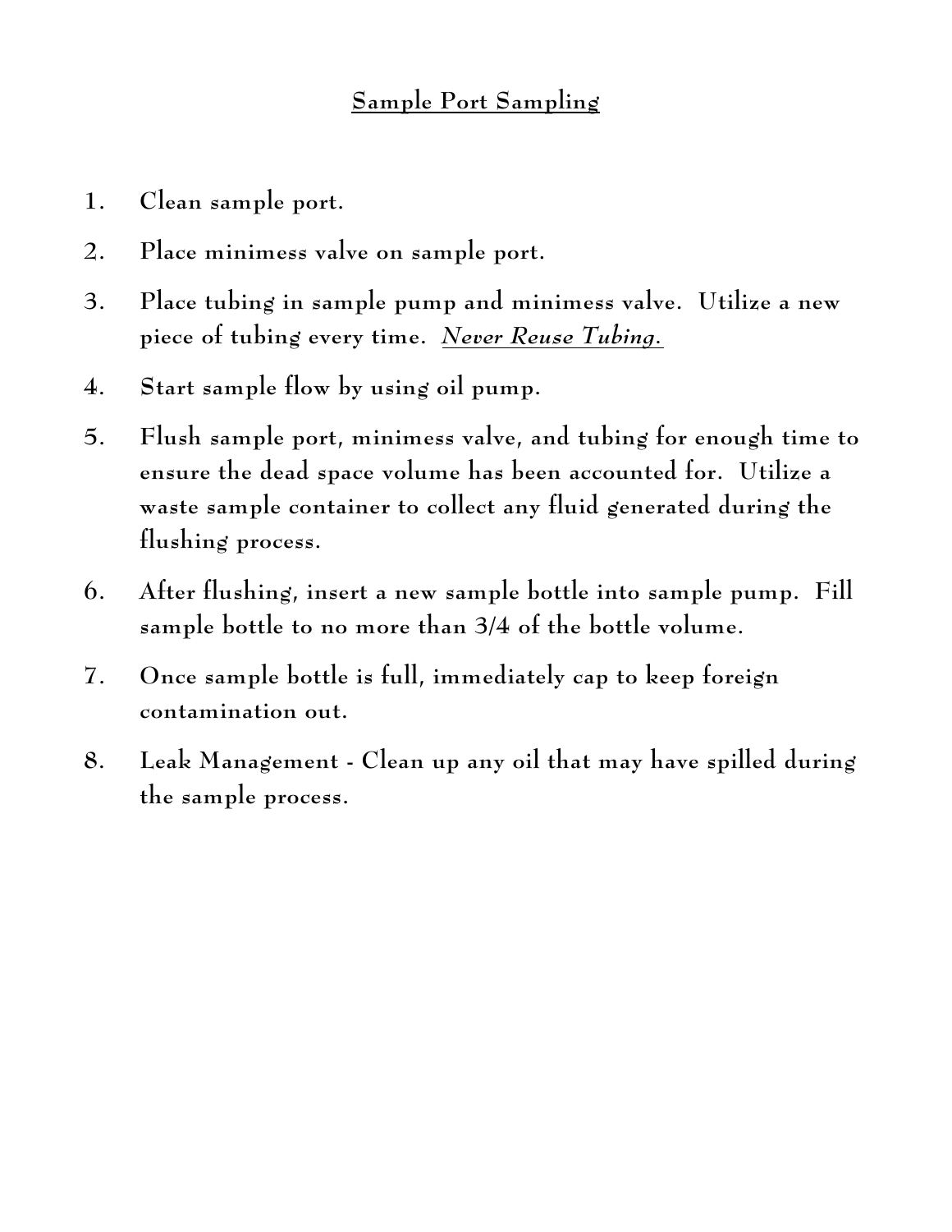## Sample Port Sampling

1. Clean sample port.
2. Place minimess valve on sample port.
3. Place tubing in sample pump and minimess valve. Utilize a new piece of tubing every time. *Never Reuse Tubing.*
4. Start sample flow by using oil pump.
5. Flush sample port, minimess valve, and tubing for enough time to ensure the dead space volume has been accounted for. Utilize a waste sample container to collect any fluid generated during the flushing process.
6. After flushing, insert a new sample bottle into sample pump. Fill sample bottle to no more than 3/4 of the bottle volume.
7. Once sample bottle is full, immediately cap to keep foreign contamination out.
8. Leak Management - Clean up any oil that may have spilled during the sample process.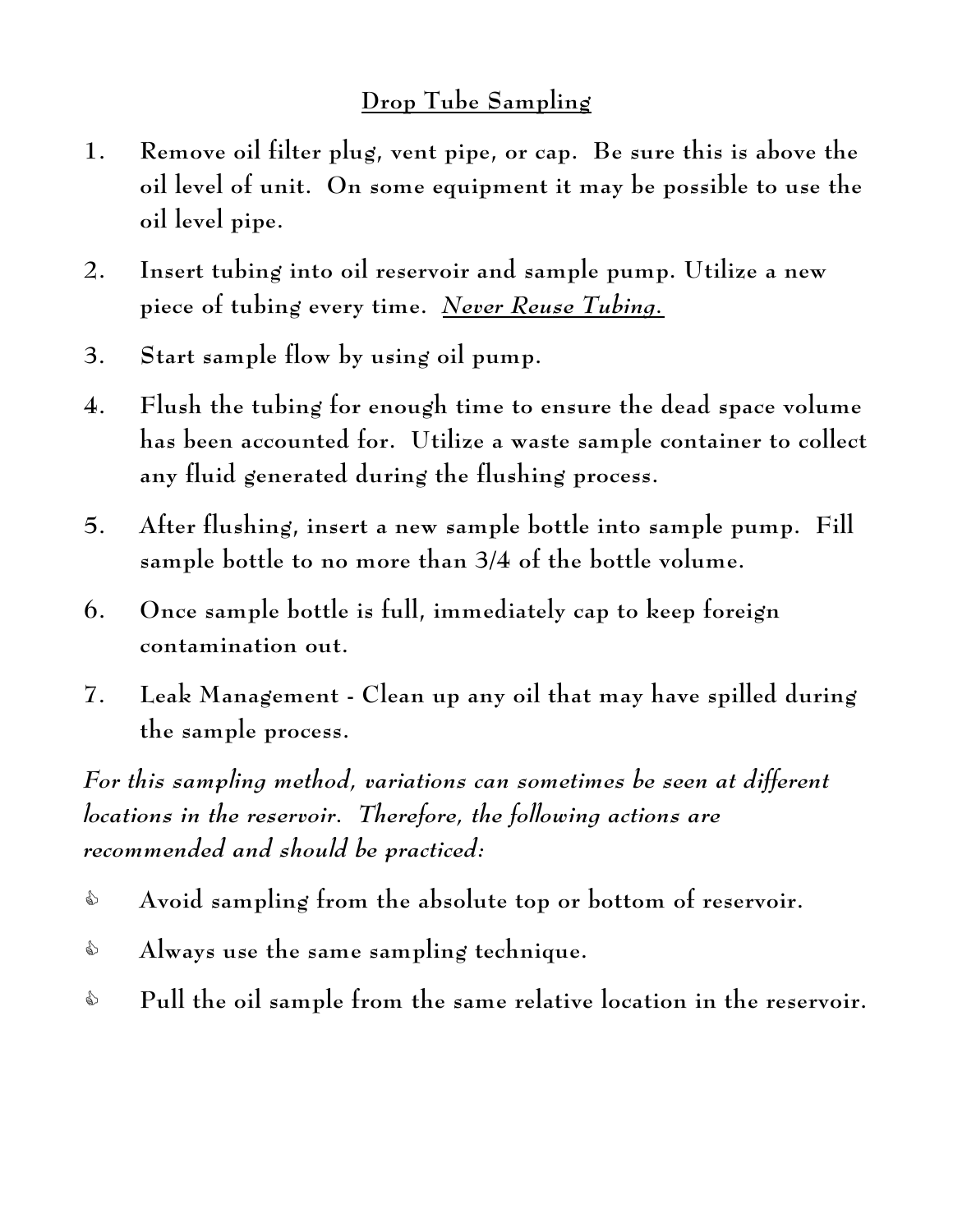## Drop Tube Sampling

1. Remove oil filter plug, vent pipe, or cap. Be sure this is above the oil level of unit. On some equipment it may be possible to use the oil level pipe.
2. Insert tubing into oil reservoir and sample pump. Utilize a new piece of tubing every time. <u>*Never Reuse Tubing.*</u>
3. Start sample flow by using oil pump.
4. Flush the tubing for enough time to ensure the dead space volume has been accounted for. Utilize a waste sample container to collect any fluid generated during the flushing process.
5. After flushing, insert a new sample bottle into sample pump. Fill sample bottle to no more than 3/4 of the bottle volume.
6. Once sample bottle is full, immediately cap to keep foreign contamination out.
7. Leak Management - Clean up any oil that may have spilled during the sample process.

*For this sampling method, variations can sometimes be seen at different locations in the reservoir. Therefore, the following actions are recommended and should be practiced:*

- Avoid sampling from the absolute top or bottom of reservoir.
- Always use the same sampling technique.
- Pull the oil sample from the same relative location in the reservoir.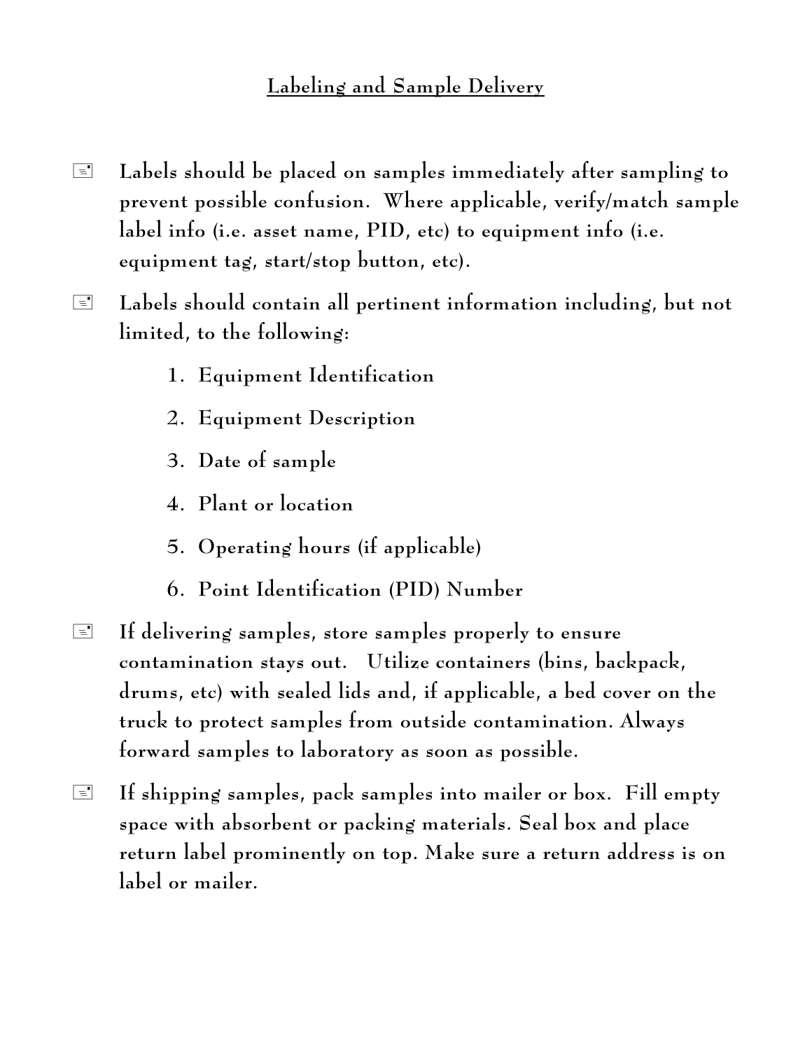## Labeling and Sample Delivery

- Labels should be placed on samples immediately after sampling to prevent possible confusion. Where applicable, verify/match sample label info (i.e. asset name, PID, etc) to equipment info (i.e. equipment tag, start/stop button, etc).
- Labels should contain all pertinent information including, but not limited, to the following:
    1. Equipment Identification
    2. Equipment Description
    3. Date of sample
    4. Plant or location
    5. Operating hours (if applicable)
    6. Point Identification (PID) Number
- If delivering samples, store samples properly to ensure contamination stays out. Utilize containers (bins, backpack, drums, etc) with sealed lids and, if applicable, a bed cover on the truck to protect samples from outside contamination. Always forward samples to laboratory as soon as possible.
- If shipping samples, pack samples into mailer or box. Fill empty space with absorbent or packing materials. Seal box and place return label prominently on top. Make sure a return address is on label or mailer.